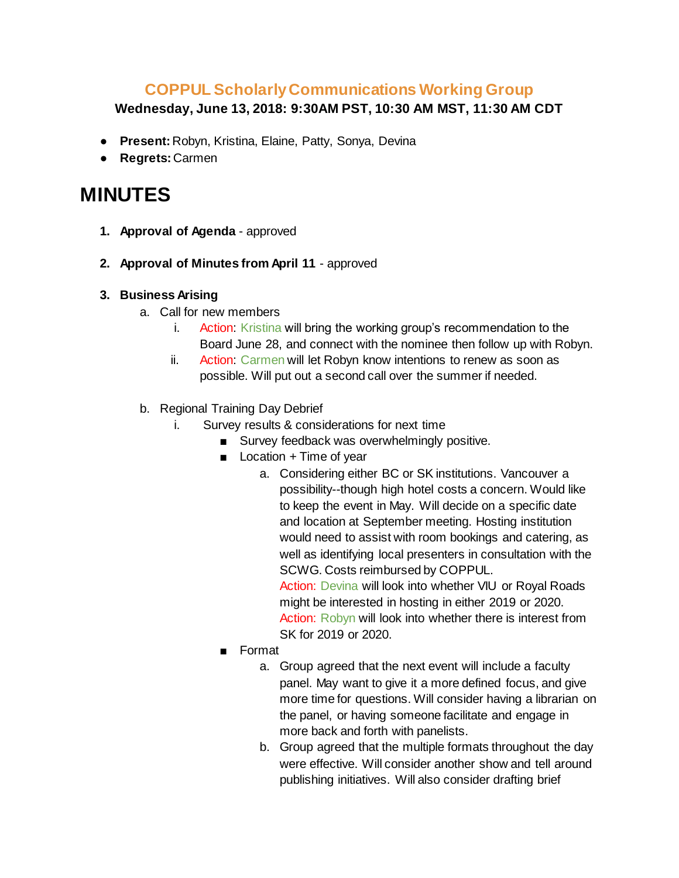## COPPUL Scholarly Communications Working Group

**Wednesday, June 13, 2018: 9:30AM PST, 10:30 AM MST, 11:30 AM CDT**

- **Present:** Robyn, Kristina, Elaine, Patty, Sonya, Devina
- **Regrets:** Carmen

# MINUTES

1. **Approval of Agenda** - approved

2. **Approval of Minutes from April 11** - approved

3. **Business Arising**
   a. Call for new members
      i. Action: Kristina will bring the working group's recommendation to the Board June 28, and connect with the nominee then follow up with Robyn.
      ii. Action: Carmen will let Robyn know intentions to renew as soon as possible. Will put out a second call over the summer if needed.

   b. Regional Training Day Debrief
      i. Survey results & considerations for next time
         - Survey feedback was overwhelmingly positive.
         - Location + Time of year
            a. Considering either BC or SK institutions. Vancouver a possibility--though high hotel costs a concern. Would like to keep the event in May. Will decide on a specific date and location at September meeting. Hosting institution would need to assist with room bookings and catering, as well as identifying local presenters in consultation with the SCWG. Costs reimbursed by COPPUL.
            Action: Devina will look into whether VIU or Royal Roads might be interested in hosting in either 2019 or 2020.
            Action: Robyn will look into whether there is interest from SK for 2019 or 2020.
         - Format
            a. Group agreed that the next event will include a faculty panel. May want to give it a more defined focus, and give more time for questions. Will consider having a librarian on the panel, or having someone facilitate and engage in more back and forth with panelists.
            b. Group agreed that the multiple formats throughout the day were effective. Will consider another show and tell around publishing initiatives. Will also consider drafting brief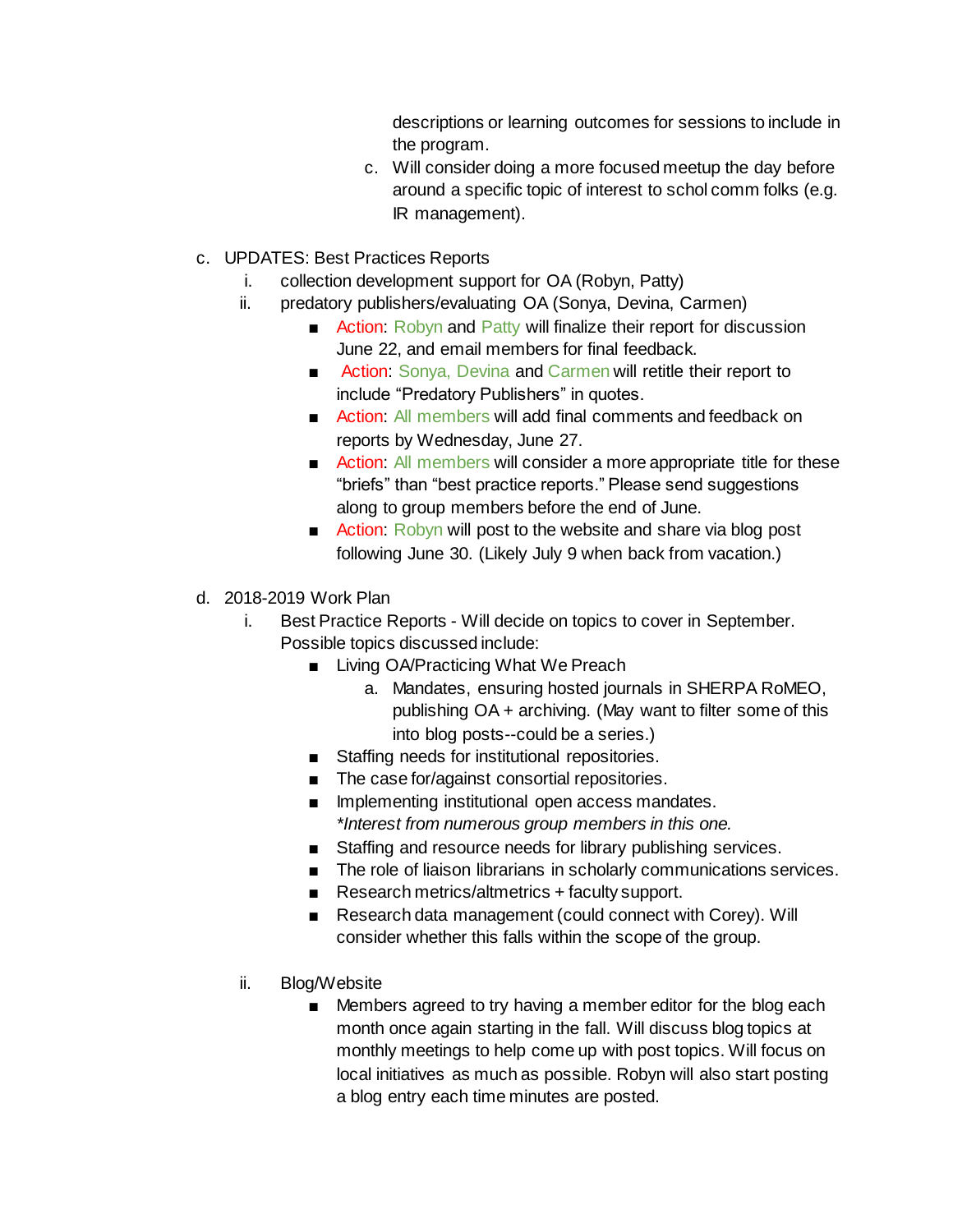descriptions or learning outcomes for sessions to include in the program.

c. Will consider doing a more focused meetup the day before around a specific topic of interest to schol comm folks (e.g. IR management).

c. UPDATES: Best Practices Reports
   i. collection development support for OA (Robyn, Patty)
   ii. predatory publishers/evaluating OA (Sonya, Devina, Carmen)
      - Action: Robyn and Patty will finalize their report for discussion June 22, and email members for final feedback.
      - Action: Sonya, Devina and Carmen will retitle their report to include "Predatory Publishers" in quotes.
      - Action: All members will add final comments and feedback on reports by Wednesday, June 27.
      - Action: All members will consider a more appropriate title for these "briefs" than "best practice reports." Please send suggestions along to group members before the end of June.
      - Action: Robyn will post to the website and share via blog post following June 30. (Likely July 9 when back from vacation.)

d. 2018-2019 Work Plan
   i. Best Practice Reports - Will decide on topics to cover in September. Possible topics discussed include:
      - Living OA/Practicing What We Preach
         a. Mandates, ensuring hosted journals in SHERPA RoMEO, publishing OA + archiving. (May want to filter some of this into blog posts--could be a series.)
      - Staffing needs for institutional repositories.
      - The case for/against consortial repositories.
      - Implementing institutional open access mandates. *\*Interest from numerous group members in this one.*
      - Staffing and resource needs for library publishing services.
      - The role of liaison librarians in scholarly communications services.
      - Research metrics/altmetrics + faculty support.
      - Research data management (could connect with Corey). Will consider whether this falls within the scope of the group.

   ii. Blog/Website
      - Members agreed to try having a member editor for the blog each month once again starting in the fall. Will discuss blog topics at monthly meetings to help come up with post topics. Will focus on local initiatives as much as possible. Robyn will also start posting a blog entry each time minutes are posted.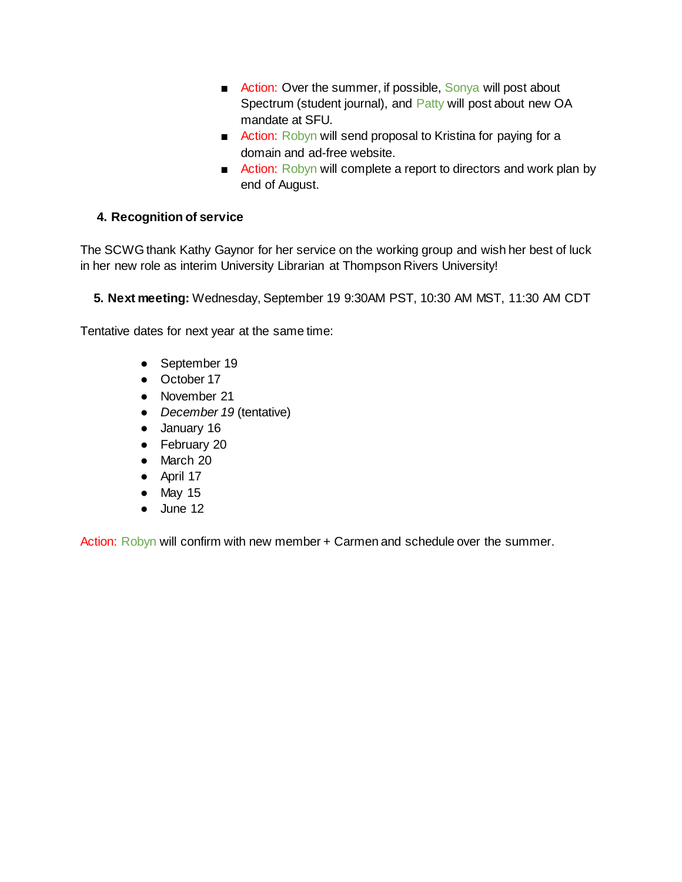- Action: Over the summer, if possible, Sonya will post about Spectrum (student journal), and Patty will post about new OA mandate at SFU.
- Action: Robyn will send proposal to Kristina for paying for a domain and ad-free website.
- Action: Robyn will complete a report to directors and work plan by end of August.

**4. Recognition of service**

The SCWG thank Kathy Gaynor for her service on the working group and wish her best of luck in her new role as interim University Librarian at Thompson Rivers University!

**5. Next meeting:** Wednesday, September 19 9:30AM PST, 10:30 AM MST, 11:30 AM CDT

Tentative dates for next year at the same time:

- September 19
- October 17
- November 21
- *December 19* (tentative)
- January 16
- February 20
- March 20
- April 17
- May 15
- June 12

Action: Robyn will confirm with new member + Carmen and schedule over the summer.